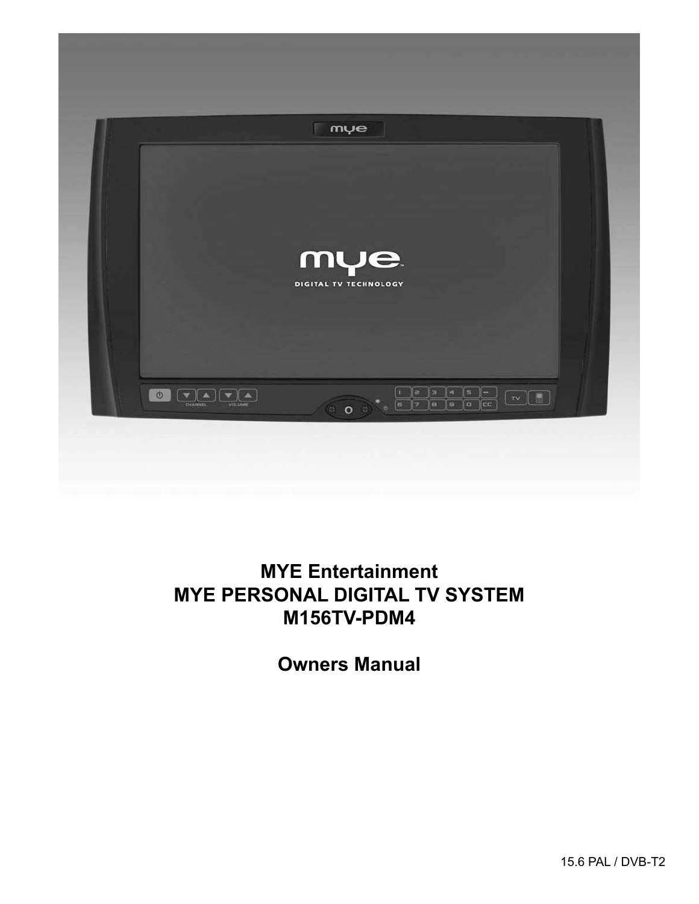# MYE Entertainment

# MYE PERSONAL DIGITAL TV SYSTEM

# M156TV-PDM4

## Owners Manual

15.6 PAL / DVB-T2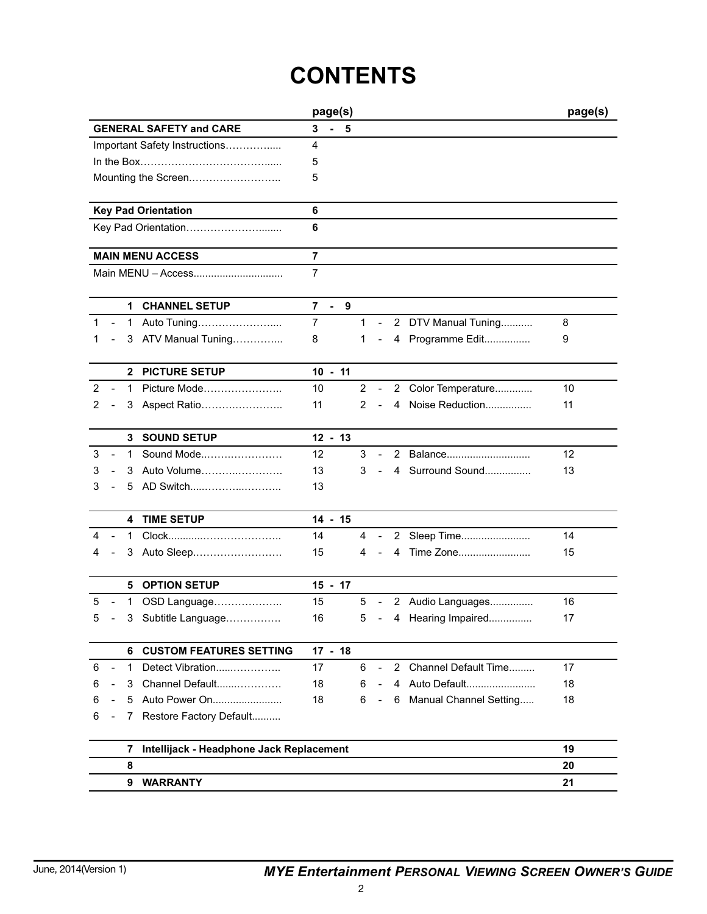# CONTENTS

| | | page(s) | | | page(s) |
|---|---|---|---|---|---|
| **GENERAL SAFETY and CARE** | | **3 - 5** | | | |
| Important Safety Instructions…………..... | | 4 | | | |
| In the Box………………………………...... | | 5 | | | |
| Mounting the Screen…………………….. | | 5 | | | |
| **Key Pad Orientation** | | **6** | | | |
| Key Pad Orientation……………………....... | | **6** | | | |
| **MAIN MENU ACCESS** | | **7** | | | |
| Main MENU – Access............................... | | 7 | | | |
| **1** | **CHANNEL SETUP** | **7 - 9** | | | |
| 1 - 1 | Auto Tuning………………….... | 7 | 1 - 2 | DTV Manual Tuning........... | 8 |
| 1 - 3 | ATV Manual Tuning…………... | 8 | 1 - 4 | Programme Edit................ | 9 |
| **2** | **PICTURE SETUP** | **10 - 11** | | | |
| 2 - 1 | Picture Mode………………….. | 10 | 2 - 2 | Color Temperature............. | 10 |
| 2 - 3 | Aspect Ratio………………….. | 11 | 2 - 4 | Noise Reduction................ | 11 |
| **3** | **SOUND SETUP** | **12 - 13** | | | |
| 3 - 1 | Sound Mode..………………… | 12 | 3 - 2 | Balance............................ | 12 |
| 3 - 3 | Auto Volume……….………… | 13 | 3 - 4 | Surround Sound................ | 13 |
| 3 - 5 | AD Switch....………..……….. | 13 | | | |
| **4** | **TIME SETUP** | **14 - 15** | | | |
| 4 - 1 | Clock...........………………….. | 14 | 4 - 2 | Sleep Time........................ | 14 |
| 4 - 3 | Auto Sleep……………………. | 15 | 4 - 4 | Time Zone......................... | 15 |
| **5** | **OPTION SETUP** | **15 - 17** | | | |
| 5 - 1 | OSD Language……………….. | 15 | 5 - 2 | Audio Languages............... | 16 |
| 5 - 3 | Subtitle Language……………. | 16 | 5 - 4 | Hearing Impaired............... | 17 |
| **6** | **CUSTOM FEATURES SETTING** | **17 - 18** | | | |
| 6 - 1 | Detect Vibration.....………….. | 17 | 6 - 2 | Channel Default Time......... | 17 |
| 6 - 3 | Channel Default......…………. | 18 | 6 - 4 | Auto Default........................ | 18 |
| 6 - 5 | Auto Power On........................ | 18 | 6 - 6 | Manual Channel Setting..... | 18 |
| 6 - 7 | Restore Factory Default.......... | | | | |
| **7** | **Intellijack - Headphone Jack Replacement** | | | | **19** |
| **8** | | | | | **20** |
| **9** | **WARRANTY** | | | | **21** |

June, 2014(Version 1)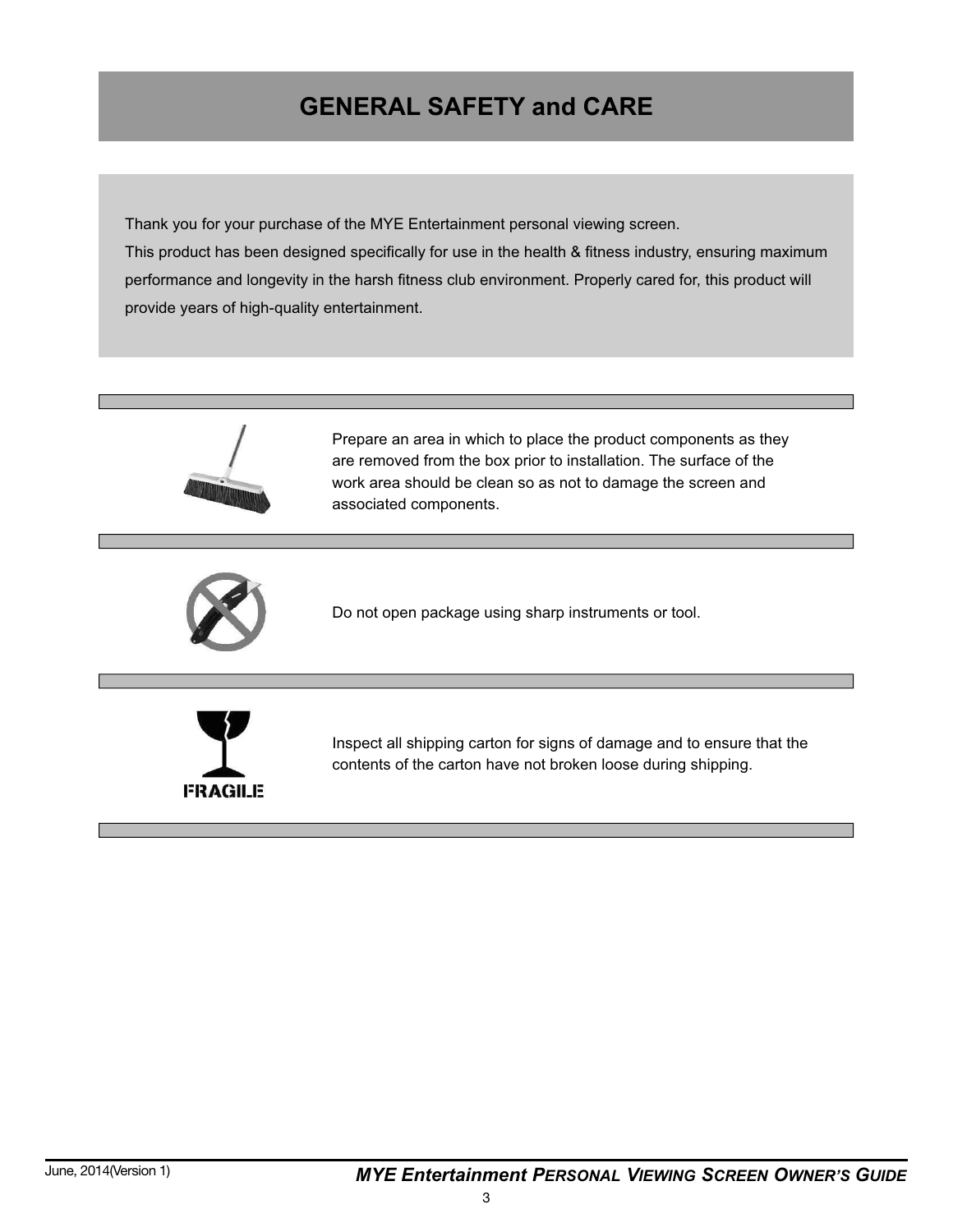# GENERAL SAFETY and CARE

Thank you for your purchase of the MYE Entertainment personal viewing screen.
This product has been designed specifically for use in the health & fitness industry, ensuring maximum performance and longevity in the harsh fitness club environment. Properly cared for, this product will provide years of high-quality entertainment.

Prepare an area in which to place the product components as they are removed from the box prior to installation. The surface of the work area should be clean so as not to damage the screen and associated components.

Do not open package using sharp instruments or tool.

FRAGILE

Inspect all shipping carton for signs of damage and to ensure that the contents of the carton have not broken loose during shipping.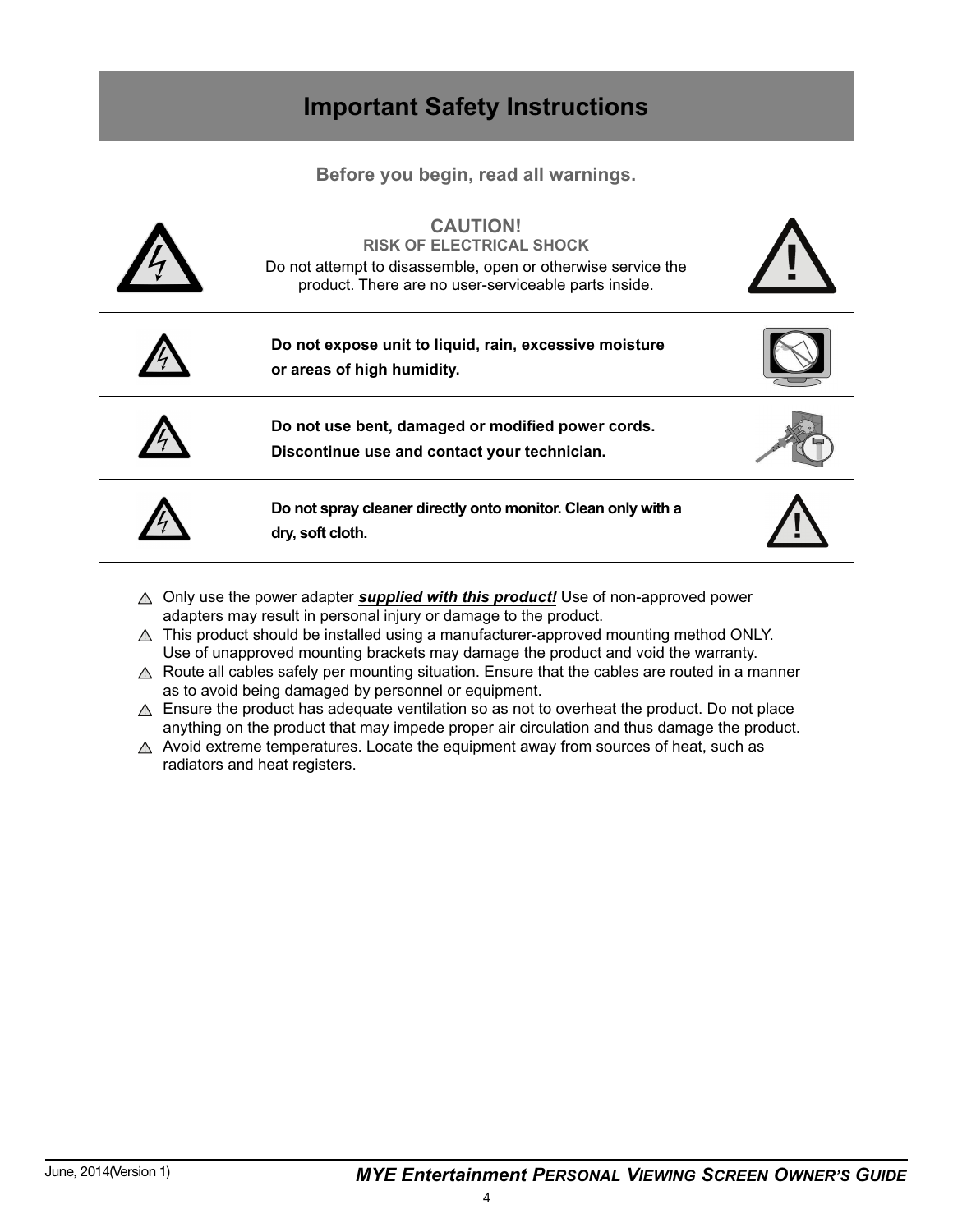# Important Safety Instructions

**Before you begin, read all warnings.**

**CAUTION!**
**RISK OF ELECTRICAL SHOCK**
Do not attempt to disassemble, open or otherwise service the product. There are no user-serviceable parts inside.

**Do not expose unit to liquid, rain, excessive moisture or areas of high humidity.**

**Do not use bent, damaged or modified power cords. Discontinue use and contact your technician.**

**Do not spray cleaner directly onto monitor. Clean only with a dry, soft cloth.**

- ⚠ Only use the power adapter ***supplied with this product!*** Use of non-approved power adapters may result in personal injury or damage to the product.
- ⚠ This product should be installed using a manufacturer-approved mounting method ONLY. Use of unapproved mounting brackets may damage the product and void the warranty.
- ⚠ Route all cables safely per mounting situation. Ensure that the cables are routed in a manner as to avoid being damaged by personnel or equipment.
- ⚠ Ensure the product has adequate ventilation so as not to overheat the product. Do not place anything on the product that may impede proper air circulation and thus damage the product.
- ⚠ Avoid extreme temperatures. Locate the equipment away from sources of heat, such as radiators and heat registers.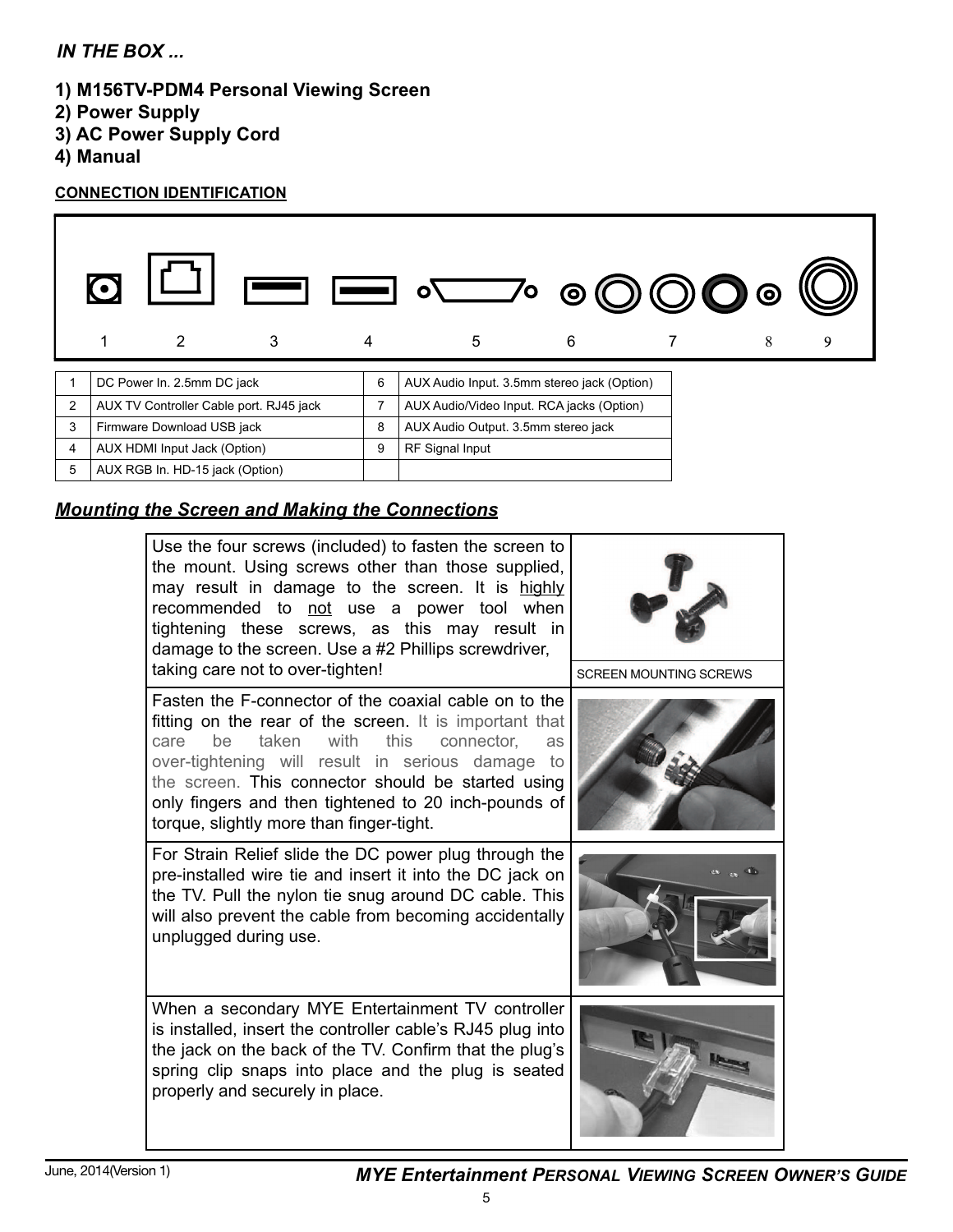*IN THE BOX ...*

**1) M156TV-PDM4 Personal Viewing Screen**
**2) Power Supply**
**3) AC Power Supply Cord**
**4) Manual**

**CONNECTION IDENTIFICATION**

1 2 3 4 5 6 7 8 9

| | | | |
|---|---|---|---|
| 1 | DC Power In. 2.5mm DC jack | 6 | AUX Audio Input. 3.5mm stereo jack (Option) |
| 2 | AUX TV Controller Cable port. RJ45 jack | 7 | AUX Audio/Video Input. RCA jacks (Option) |
| 3 | Firmware Download USB jack | 8 | AUX Audio Output. 3.5mm stereo jack |
| 4 | AUX HDMI Input Jack (Option) | 9 | RF Signal Input |
| 5 | AUX RGB In. HD-15 jack (Option) | | |

## *Mounting the Screen and Making the Connections*

Use the four screws (included) to fasten the screen to the mount. Using screws other than those supplied, may result in damage to the screen. It is highly recommended to not use a power tool when tightening these screws, as this may result in damage to the screen. Use a #2 Phillips screwdriver, taking care not to over-tighten!

SCREEN MOUNTING SCREWS

Fasten the F-connector of the coaxial cable on to the fitting on the rear of the screen. It is important that care be taken with this connector, as over-tightening will result in serious damage to the screen. This connector should be started using only fingers and then tightened to 20 inch-pounds of torque, slightly more than finger-tight.

For Strain Relief slide the DC power plug through the pre-installed wire tie and insert it into the DC jack on the TV. Pull the nylon tie snug around DC cable. This will also prevent the cable from becoming accidentally unplugged during use.

When a secondary MYE Entertainment TV controller is installed, insert the controller cable's RJ45 plug into the jack on the back of the TV. Confirm that the plug's spring clip snaps into place and the plug is seated properly and securely in place.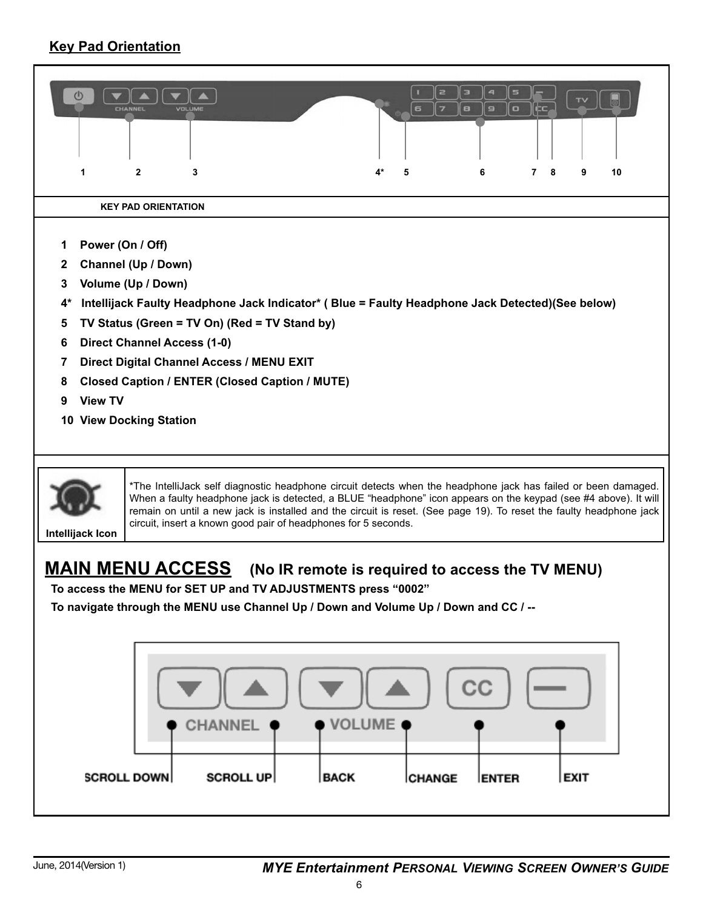## Key Pad Orientation

1 2 3 4* 5 6 7 8 9 10

KEY PAD ORIENTATION

1 Power (On / Off)
2 Channel (Up / Down)
3 Volume (Up / Down)
4* Intellijack Faulty Headphone Jack Indicator* ( Blue = Faulty Headphone Jack Detected)(See below)
5 TV Status (Green = TV On) (Red = TV Stand by)
6 Direct Channel Access (1-0)
7 Direct Digital Channel Access / MENU EXIT
8 Closed Caption / ENTER (Closed Caption / MUTE)
9 View TV
10 View Docking Station

| | |
|---|---|
| Intellijack Icon | *The IntelliJack self diagnostic headphone circuit detects when the headphone jack has failed or been damaged. When a faulty headphone jack is detected, a BLUE "headphone" icon appears on the keypad (see #4 above). It will remain on until a new jack is installed and the circuit is reset. (See page 19). To reset the faulty headphone jack circuit, insert a known good pair of headphones for 5 seconds. |

## MAIN MENU ACCESS (No IR remote is required to access the TV MENU)

To access the MENU for SET UP and TV ADJUSTMENTS press "0002"

To navigate through the MENU use Channel Up / Down and Volume Up / Down and CC / --

CHANNEL VOLUME CC —

SCROLL DOWN SCROLL UP BACK CHANGE ENTER EXIT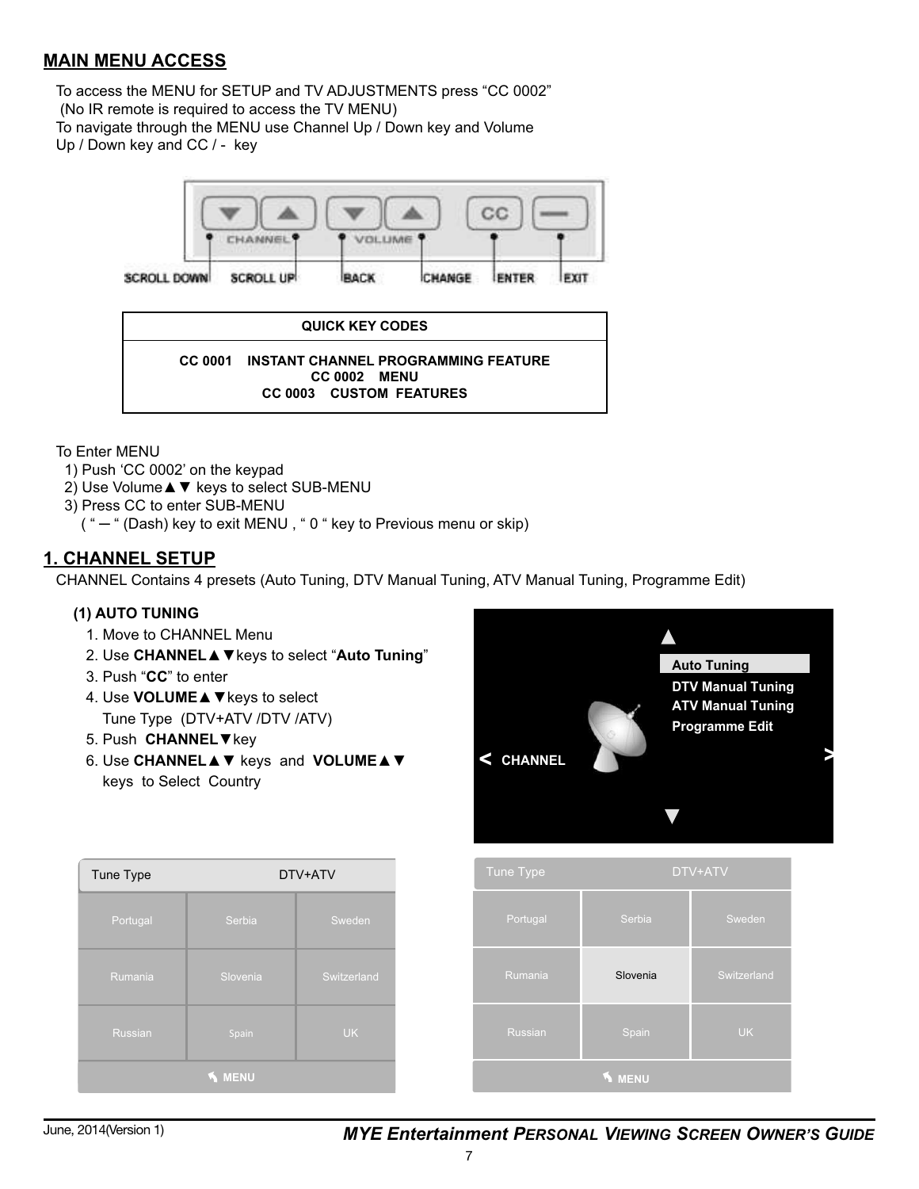## MAIN MENU ACCESS

To access the MENU for SETUP and TV ADJUSTMENTS press "CC 0002"
(No IR remote is required to access the TV MENU)
To navigate through the MENU use Channel Up / Down key and Volume Up / Down key and CC / - key

CHANNEL VOLUME CC —

SCROLL DOWN SCROLL UP BACK CHANGE ENTER EXIT

| QUICK KEY CODES |
| --- |
| CC 0001 INSTANT CHANNEL PROGRAMMING FEATURE<br>CC 0002 MENU<br>CC 0003 CUSTOM FEATURES |

To Enter MENU

1) Push 'CC 0002' on the keypad
2) Use Volume▲▼ keys to select SUB-MENU
3) Press CC to enter SUB-MENU
   ( " ─ " (Dash) key to exit MENU , " 0 " key to Previous menu or skip)

## 1. CHANNEL SETUP

CHANNEL Contains 4 presets (Auto Tuning, DTV Manual Tuning, ATV Manual Tuning, Programme Edit)

### (1) AUTO TUNING

1. Move to CHANNEL Menu
2. Use **CHANNEL▲▼**keys to select "**Auto Tuning**"
3. Push "**CC**" to enter
4. Use **VOLUME▲▼**keys to select Tune Type (DTV+ATV /DTV /ATV)
5. Push **CHANNEL▼**key
6. Use **CHANNEL▲▼** keys and **VOLUME▲▼** keys to Select Country

CHANNEL

Auto Tuning
DTV Manual Tuning
ATV Manual Tuning
Programme Edit

| Tune Type | DTV+ATV | |
| --- | --- | --- |
| Portugal | Serbia | Sweden |
| Rumania | Slovenia | Switzerland |
| Russian | Spain | UK |
| MENU | | |

| Tune Type | DTV+ATV | |
| --- | --- | --- |
| Portugal | Serbia | Sweden |
| Rumania | Slovenia | Switzerland |
| Russian | Spain | UK |
| MENU | | |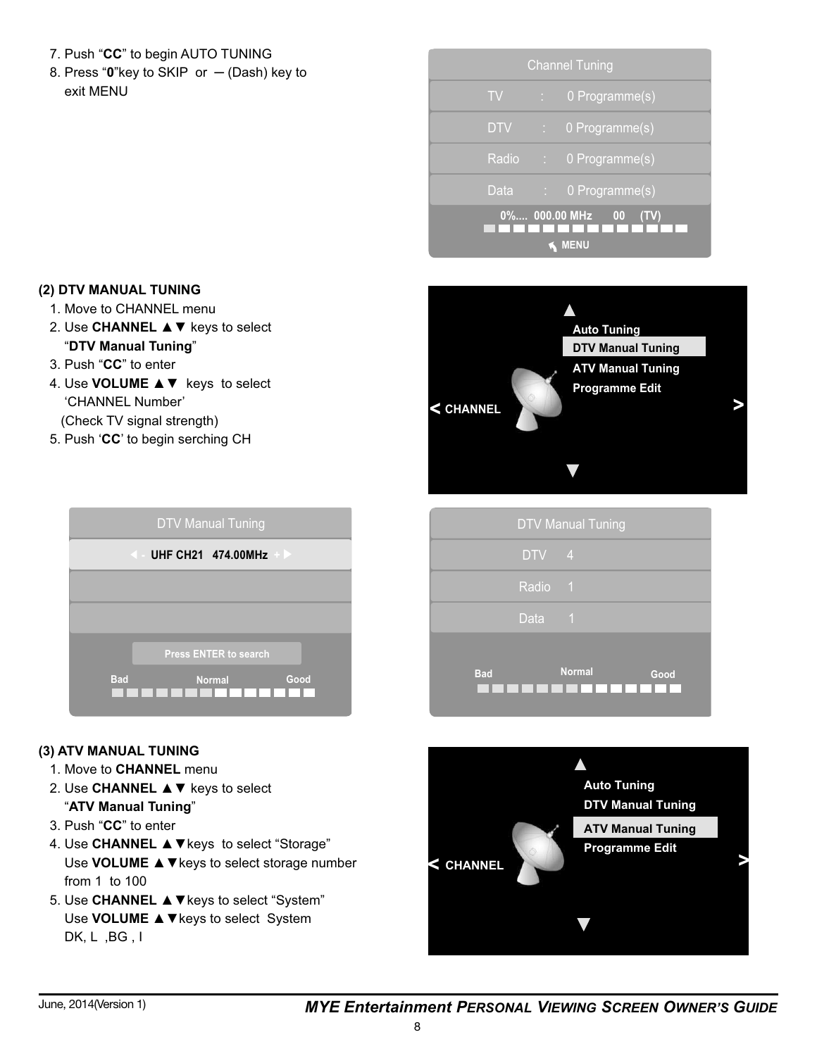7. Push “**CC**” to begin AUTO TUNING
8. Press “**0**”key to SKIP or ─ (Dash) key to exit MENU

Channel Tuning

TV : 0 Programme(s)

DTV : 0 Programme(s)

Radio : 0 Programme(s)

Data : 0 Programme(s)

0%.... 000.00 MHz 00 (TV)

MENU

**(2) DTV MANUAL TUNING**

1. Move to CHANNEL menu
2. Use **CHANNEL ▲▼** keys to select “**DTV Manual Tuning**”
3. Push “**CC**” to enter
4. Use **VOLUME ▲▼** keys to select ‘CHANNEL Number’ (Check TV signal strength)
5. Push ‘**CC**’ to begin serching CH

Auto Tuning

DTV Manual Tuning

ATV Manual Tuning

Programme Edit

CHANNEL

DTV Manual Tuning

UHF CH21 474.00MHz

Press ENTER to search

Bad Normal Good

DTV Manual Tuning

DTV 4

Radio 1

Data 1

Bad Normal Good

**(3) ATV MANUAL TUNING**

1. Move to **CHANNEL** menu
2. Use **CHANNEL ▲▼** keys to select “**ATV Manual Tuning**”
3. Push “**CC**” to enter
4. Use **CHANNEL ▲▼**keys to select “Storage”
   Use **VOLUME ▲▼**keys to select storage number from 1 to 100
5. Use **CHANNEL ▲▼**keys to select “System”
   Use **VOLUME ▲▼**keys to select System DK, L ,BG , I

Auto Tuning

DTV Manual Tuning

ATV Manual Tuning

Programme Edit

CHANNEL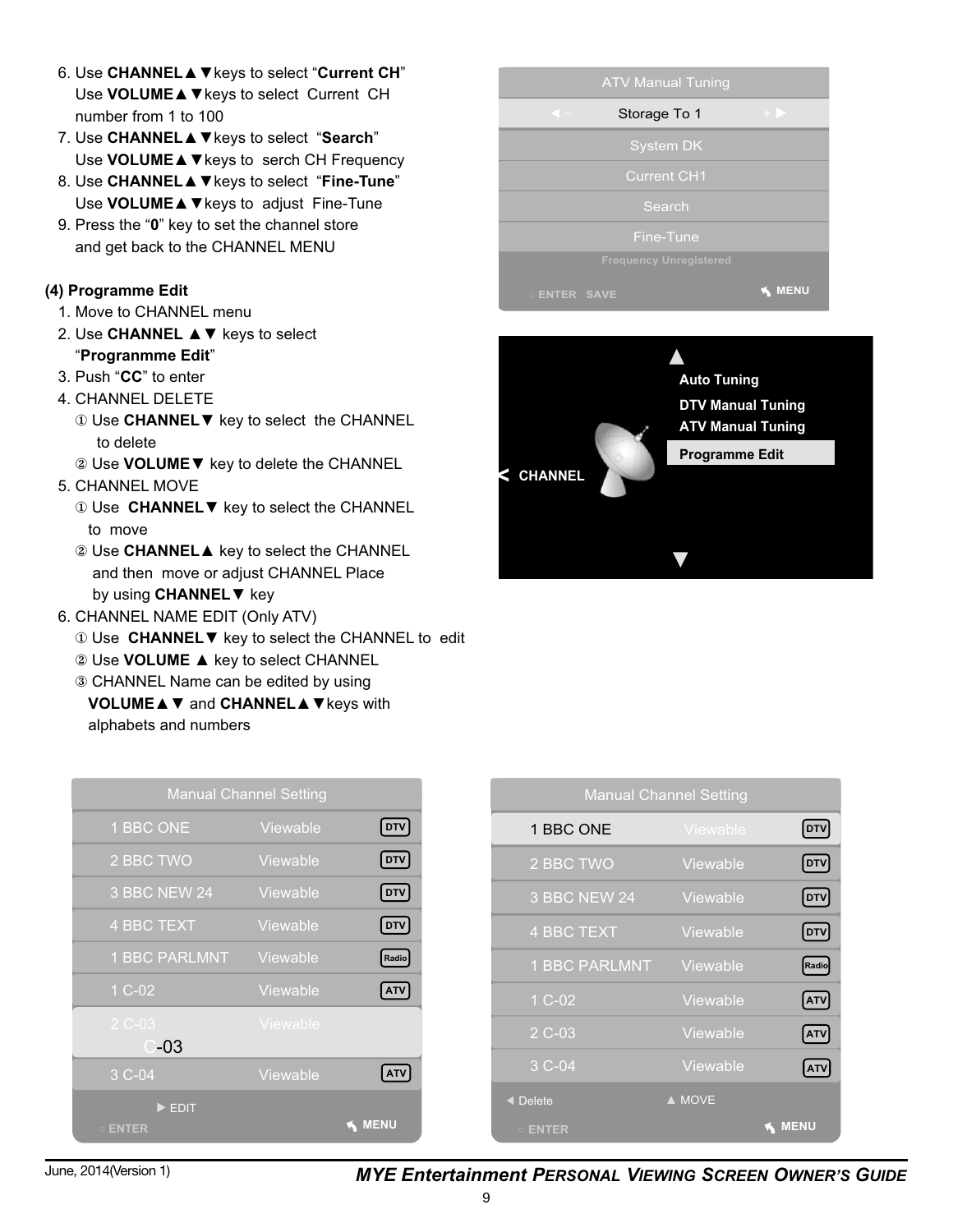6. Use **CHANNEL▲▼**keys to select "**Current CH**"
   Use **VOLUME▲▼**keys to select Current CH number from 1 to 100
7. Use **CHANNEL▲▼**keys to select "**Search**"
   Use **VOLUME▲▼**keys to serch CH Frequency
8. Use **CHANNEL▲▼**keys to select "**Fine-Tune**"
   Use **VOLUME▲▼**keys to adjust Fine-Tune
9. Press the "**0**" key to set the channel store and get back to the CHANNEL MENU

ATV Manual Tuning

◄ - Storage To 1 + ►

System DK

Current CH1

Search

Fine-Tune

Frequency Unregistered

○ ENTER SAVE

MENU

**(4) Programme Edit**

1. Move to CHANNEL menu
2. Use **CHANNEL ▲▼** keys to select "**Programme Edit**"
3. Push "**CC**" to enter
4. CHANNEL DELETE
   ① Use **CHANNEL▼** key to select the CHANNEL to delete
   ② Use **VOLUME▼** key to delete the CHANNEL
5. CHANNEL MOVE
   ① Use **CHANNEL▼** key to select the CHANNEL to move
   ② Use **CHANNEL▲** key to select the CHANNEL and then move or adjust CHANNEL Place by using **CHANNEL▼** key
6. CHANNEL NAME EDIT (Only ATV)
   ① Use **CHANNEL▼** key to select the CHANNEL to edit
   ② Use **VOLUME ▲** key to select CHANNEL
   ③ CHANNEL Name can be edited by using **VOLUME▲▼** and **CHANNEL▲▼**keys with alphabets and numbers

CHANNEL

Auto Tuning

DTV Manual Tuning

ATV Manual Tuning

Programme Edit

Manual Channel Setting

| | | |
|---|---|---|
| 1 BBC ONE | Viewable | DTV |
| 2 BBC TWO | Viewable | DTV |
| 3 BBC NEW 24 | Viewable | DTV |
| 4 BBC TEXT | Viewable | DTV |
| 1 BBC PARLMNT | Viewable | Radio |
| 1 C-02 | Viewable | ATV |
| 2 C-03 | Viewable | |
| C-03 | | |
| 3 C-04 | Viewable | ATV |

► EDIT

○ ENTER MENU

Manual Channel Setting

| | | |
|---|---|---|
| 1 BBC ONE | Viewable | DTV |
| 2 BBC TWO | Viewable | DTV |
| 3 BBC NEW 24 | Viewable | DTV |
| 4 BBC TEXT | Viewable | DTV |
| 1 BBC PARLMNT | Viewable | Radio |
| 1 C-02 | Viewable | ATV |
| 2 C-03 | Viewable | ATV |
| 3 C-04 | Viewable | ATV |

◄ Delete ▲ MOVE

○ ENTER MENU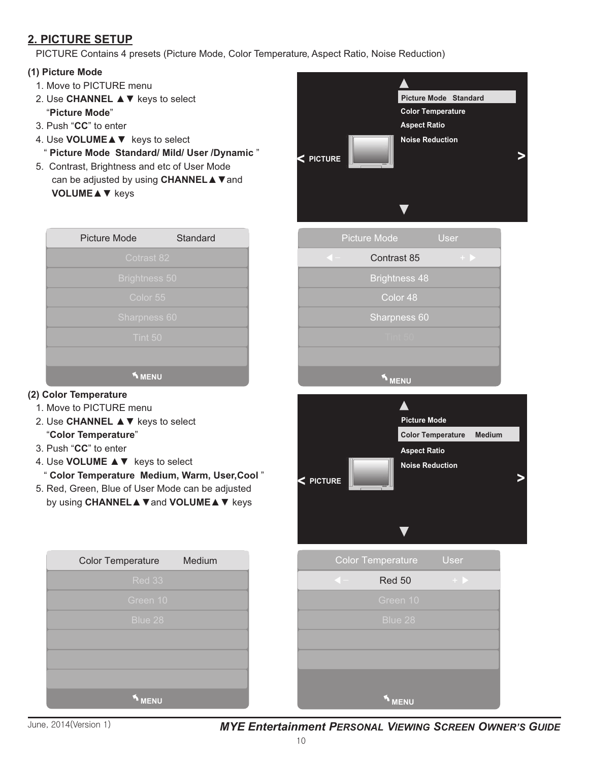## 2. PICTURE SETUP

PICTURE Contains 4 presets (Picture Mode, Color Temperature, Aspect Ratio, Noise Reduction)

**(1) Picture Mode**

1. Move to PICTURE menu
2. Use **CHANNEL ▲▼** keys to select "**Picture Mode**"
3. Push "**CC**" to enter
4. Use **VOLUME▲▼** keys to select " **Picture Mode Standard/ Mild/ User /Dynamic** "
5. Contrast, Brightness and etc of User Mode can be adjusted by using **CHANNEL▲▼**and **VOLUME▲▼** keys

▲
Picture Mode Standard
Color Temperature
Aspect Ratio
Noise Reduction
< PICTURE >
▼

| Picture Mode | Standard |
|---|---|
| Cotrast 82 | |
| Brightness 50 | |
| Color 55 | |
| Sharpness 60 | |
| Tint 50 | |
| MENU | |

| Picture Mode | User |
|---|---|
| ◄− Contrast 85 +► | |
| Brightness 48 | |
| Color 48 | |
| Sharpness 60 | |
| Tint 50 | |
| MENU | |

**(2) Color Temperature**

1. Move to PICTURE menu
2. Use **CHANNEL ▲▼** keys to select "**Color Temperature**"
3. Push "**CC**" to enter
4. Use **VOLUME ▲▼** keys to select " **Color Temperature Medium, Warm, User,Cool** "
5. Red, Green, Blue of User Mode can be adjusted by using **CHANNEL▲▼**and **VOLUME▲▼** keys

▲
Picture Mode
Color Temperature Medium
Aspect Ratio
Noise Reduction
< PICTURE >
▼

| Color Temperature | Medium |
|---|---|
| Red 33 | |
| Green 10 | |
| Blue 28 | |
| MENU | |

| Color Temperature | User |
|---|---|
| ◄− Red 50 +► | |
| Green 10 | |
| Blue 28 | |
| MENU | |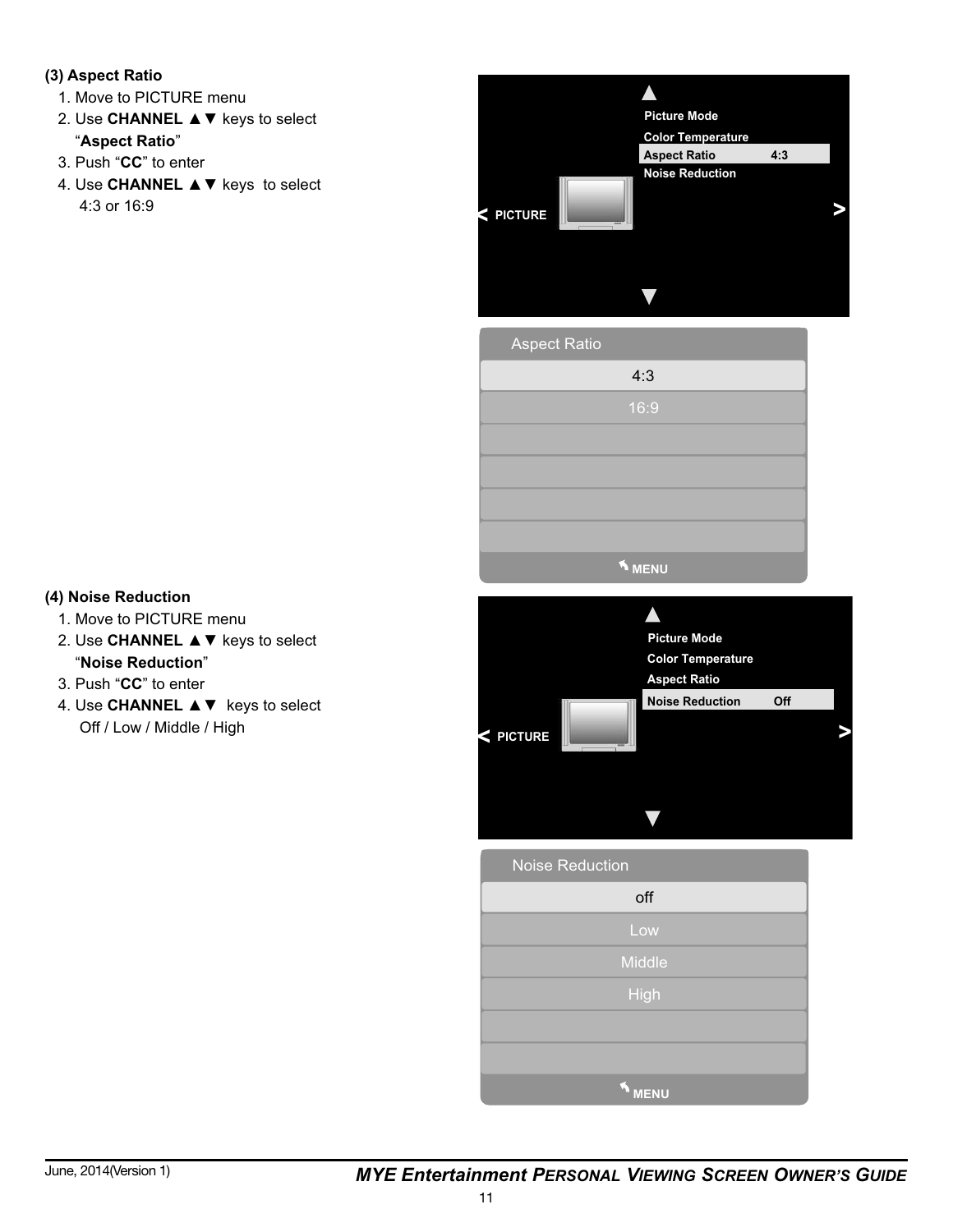**(3) Aspect Ratio**

1. Move to PICTURE menu
2. Use **CHANNEL ▲▼** keys to select "**Aspect Ratio**"
3. Push "**CC**" to enter
4. Use **CHANNEL ▲▼** keys to select 4:3 or 16:9

Picture Mode
Color Temperature
Aspect Ratio 4:3
Noise Reduction
PICTURE

Aspect Ratio
4:3
16:9
MENU

**(4) Noise Reduction**

1. Move to PICTURE menu
2. Use **CHANNEL ▲▼** keys to select "**Noise Reduction**"
3. Push "**CC**" to enter
4. Use **CHANNEL ▲▼** keys to select Off / Low / Middle / High

Picture Mode
Color Temperature
Aspect Ratio
Noise Reduction Off
PICTURE

Noise Reduction
off
Low
Middle
High
MENU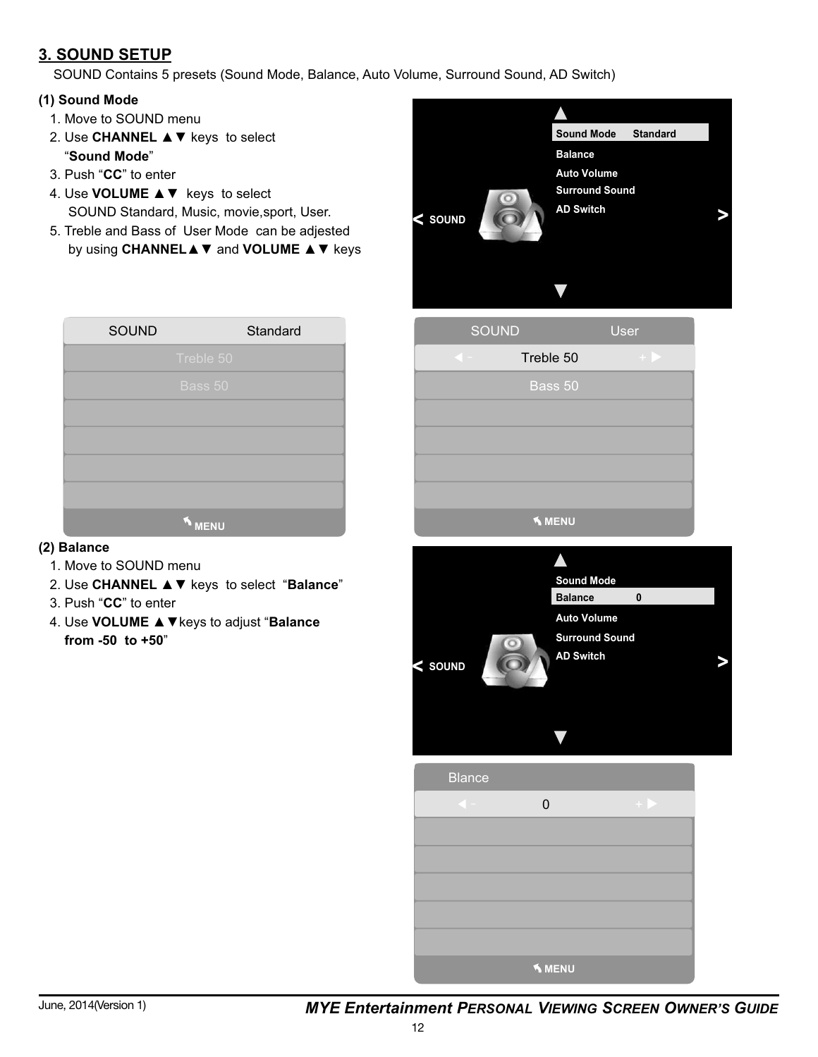## 3. SOUND SETUP

SOUND Contains 5 presets (Sound Mode, Balance, Auto Volume, Surround Sound, AD Switch)

### (1) Sound Mode

1. Move to SOUND menu
2. Use **CHANNEL ▲▼** keys to select "**Sound Mode**"
3. Push "**CC**" to enter
4. Use **VOLUME ▲▼** keys to select SOUND Standard, Music, movie,sport, User.
5. Treble and Bass of User Mode can be adjested by using **CHANNEL▲▼** and **VOLUME ▲▼** keys

▲
Sound Mode Standard
Balance
Auto Volume
Surround Sound
AD Switch
< SOUND >
▼

SOUND Standard
Treble 50
Bass 50
MENU

SOUND User
◄ - Treble 50 + ►
Bass 50
MENU

### (2) Balance

1. Move to SOUND menu
2. Use **CHANNEL ▲▼** keys to select "**Balance**"
3. Push "**CC**" to enter
4. Use **VOLUME ▲▼**keys to adjust "**Balance from -50 to +50**"

▲
Sound Mode
Balance 0
Auto Volume
Surround Sound
AD Switch
< SOUND >
▼

Blance
◄ - 0 + ►
MENU

June, 2014(Version 1)

***MYE Entertainment Personal Viewing Screen Owner's Guide***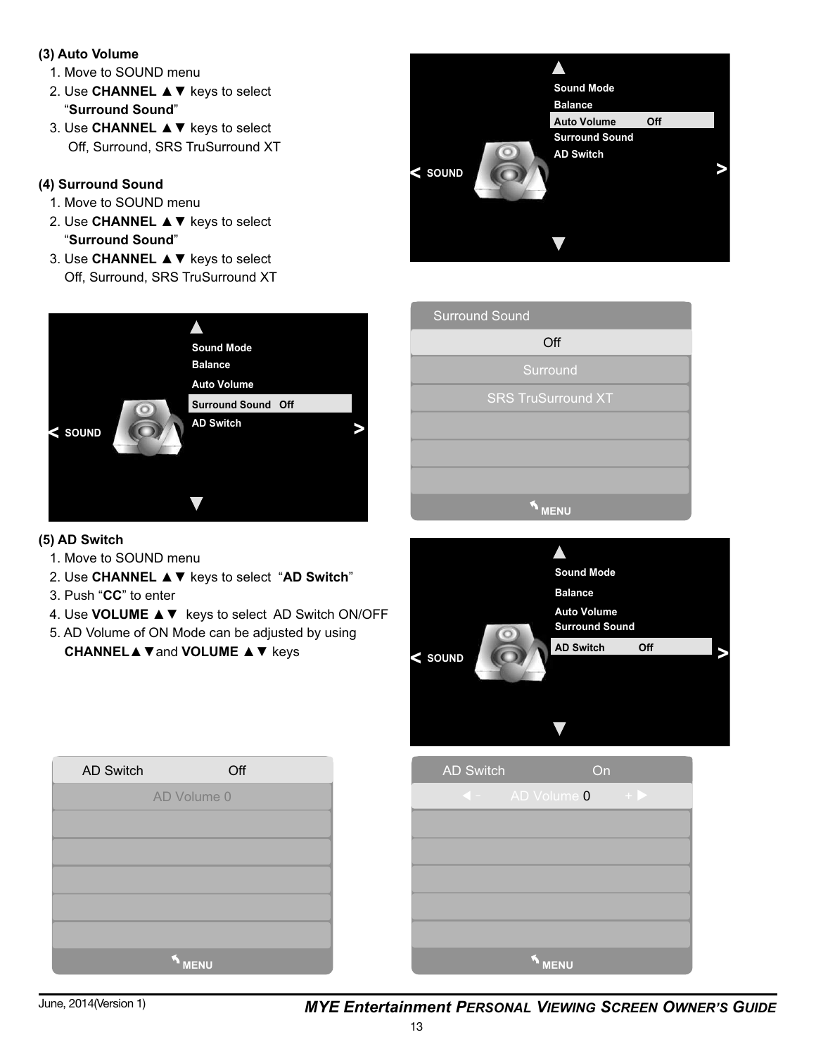**(3) Auto Volume**

1. Move to SOUND menu
2. Use **CHANNEL ▲▼** keys to select "**Surround Sound**"
3. Use **CHANNEL ▲▼** keys to select Off, Surround, SRS TruSurround XT

Sound Mode
Balance
Auto Volume Off
Surround Sound
AD Switch
SOUND

**(4) Surround Sound**

1. Move to SOUND menu
2. Use **CHANNEL ▲▼** keys to select "**Surround Sound**"
3. Use **CHANNEL ▲▼** keys to select Off, Surround, SRS TruSurround XT

Sound Mode
Balance
Auto Volume
Surround Sound Off
AD Switch
SOUND

Surround Sound
Off
Surround
SRS TruSurround XT
MENU

**(5) AD Switch**

1. Move to SOUND menu
2. Use **CHANNEL ▲▼** keys to select "**AD Switch**"
3. Push "**CC**" to enter
4. Use **VOLUME ▲▼** keys to select AD Switch ON/OFF
5. AD Volume of ON Mode can be adjusted by using **CHANNEL▲▼**and **VOLUME ▲▼** keys

Sound Mode
Balance
Auto Volume
Surround Sound
AD Switch Off
SOUND

AD Switch Off
AD Volume 0
MENU

AD Switch On
◄ - AD Volume 0 + ►
MENU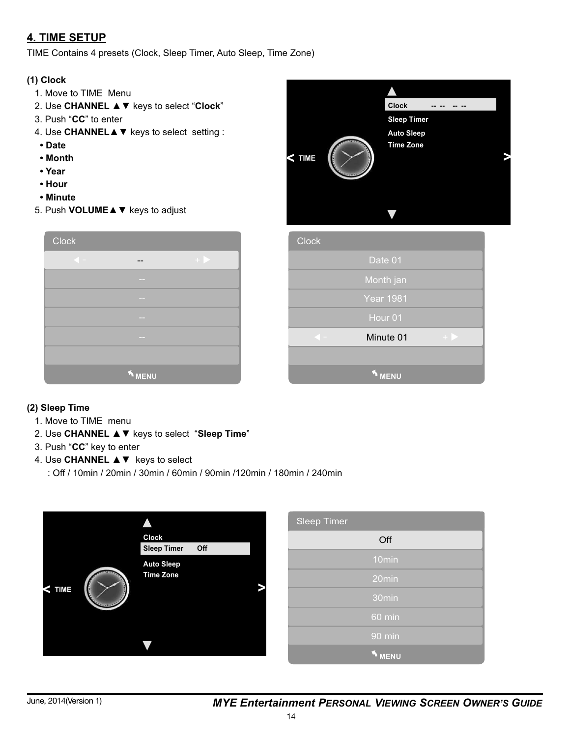## 4. TIME SETUP

TIME Contains 4 presets (Clock, Sleep Timer, Auto Sleep, Time Zone)

**(1) Clock**

1. Move to TIME Menu
2. Use **CHANNEL ▲▼** keys to select "**Clock**"
3. Push "**CC**" to enter
4. Use **CHANNEL▲▼** keys to select setting :
   - **Date**
   - **Month**
   - **Year**
   - **Hour**
   - **Minute**
5. Push **VOLUME▲▼** keys to adjust

Clock -- -- -- --
Sleep Timer
Auto Sleep
Time Zone
TIME

Clock
◄ - -- + ►
--
--
--
--
MENU

Clock
Date 01
Month jan
Year 1981
Hour 01
◄ - Minute 01 + ►
MENU

**(2) Sleep Time**

1. Move to TIME menu
2. Use **CHANNEL ▲▼** keys to select "**Sleep Time**"
3. Push "**CC**" key to enter
4. Use **CHANNEL ▲▼** keys to select
   : Off / 10min / 20min / 30min / 60min / 90min /120min / 180min / 240min

Clock
Sleep Timer Off
Auto Sleep
Time Zone
TIME

Sleep Timer
Off
10min
20min
30min
60 min
90 min
MENU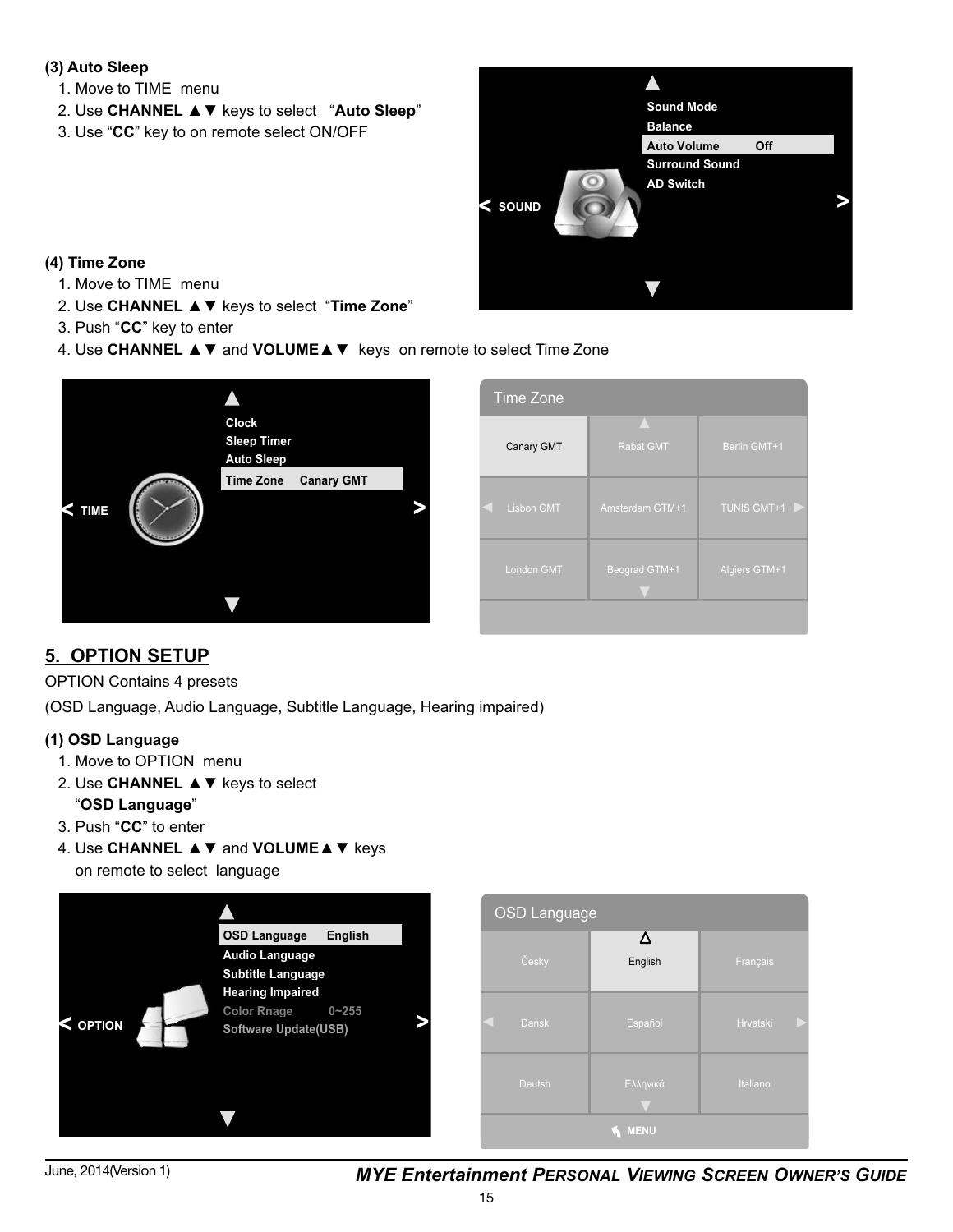**(3) Auto Sleep**

1. Move to TIME menu
2. Use **CHANNEL ▲▼** keys to select "**Auto Sleep**"
3. Use "**CC**" key to on remote select ON/OFF

Sound Mode
Balance
Auto Volume Off
Surround Sound
AD Switch
SOUND

**(4) Time Zone**

1. Move to TIME menu
2. Use **CHANNEL ▲▼** keys to select "**Time Zone**"
3. Push "**CC**" key to enter
4. Use **CHANNEL ▲▼** and **VOLUME▲▼** keys on remote to select Time Zone

Clock
Sleep Timer
Auto Sleep
Time Zone Canary GMT
TIME

Time Zone
Canary GMT
Rabat GMT
Berlin GMT+1
Lisbon GMT
Amsterdam GTM+1
TUNIS GMT+1
London GMT
Beograd GTM+1
Algiers GTM+1

## 5. OPTION SETUP

OPTION Contains 4 presets

(OSD Language, Audio Language, Subtitle Language, Hearing impaired)

**(1) OSD Language**

1. Move to OPTION menu
2. Use **CHANNEL ▲▼** keys to select "**OSD Language**"
3. Push "**CC**" to enter
4. Use **CHANNEL ▲▼** and **VOLUME▲▼** keys on remote to select language

OSD Language English
Audio Language
Subtitle Language
Hearing Impaired
Color Rnage 0~255
Software Update(USB)
OPTION

OSD Language
Česky
English
Français
Dansk
Español
Hrvatski
Deutsh
Ελληνικά
Italiano
MENU

June, 2014(Version 1)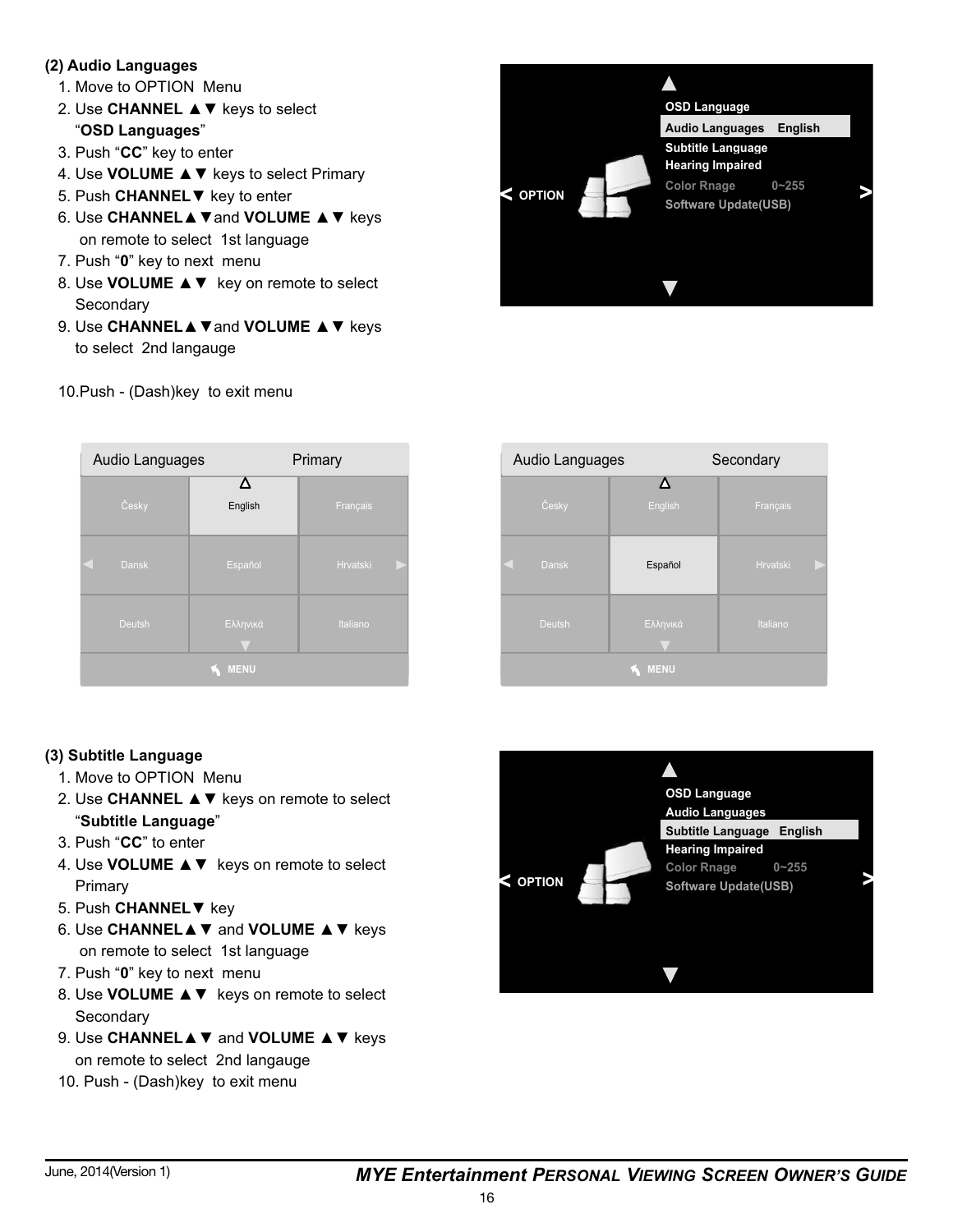**(2) Audio Languages**

1. Move to OPTION Menu
2. Use **CHANNEL ▲▼** keys to select "**OSD Languages**"
3. Push "**CC**" key to enter
4. Use **VOLUME ▲▼** keys to select Primary
5. Push **CHANNEL▼** key to enter
6. Use **CHANNEL▲▼**and **VOLUME ▲▼** keys on remote to select 1st language
7. Push "**0**" key to next menu
8. Use **VOLUME ▲▼** key on remote to select Secondary
9. Use **CHANNEL▲▼**and **VOLUME ▲▼** keys to select 2nd langauge
10. Push - (Dash)key to exit menu

OPTION

OSD Language
Audio Languages English
Subtitle Language
Hearing Impaired
Color Rnage 0~255
Software Update(USB)

Audio Languages Primary

Česky English Français
Dansk Español Hrvatski
Deutsh Ελληνικά Italiano
MENU

Audio Languages Secondary

Česky English Français
Dansk Español Hrvatski
Deutsh Ελληνικά Italiano
MENU

**(3) Subtitle Language**

1. Move to OPTION Menu
2. Use **CHANNEL ▲▼** keys on remote to select "**Subtitle Language**"
3. Push "**CC**" to enter
4. Use **VOLUME ▲▼** keys on remote to select Primary
5. Push **CHANNEL▼** key
6. Use **CHANNEL▲▼** and **VOLUME ▲▼** keys on remote to select 1st language
7. Push "**0**" key to next menu
8. Use **VOLUME ▲▼** keys on remote to select Secondary
9. Use **CHANNEL▲▼** and **VOLUME ▲▼** keys on remote to select 2nd langauge
10. Push - (Dash)key to exit menu

OPTION

OSD Language
Audio Languages
Subtitle Language English
Hearing Impaired
Color Rnage 0~255
Software Update(USB)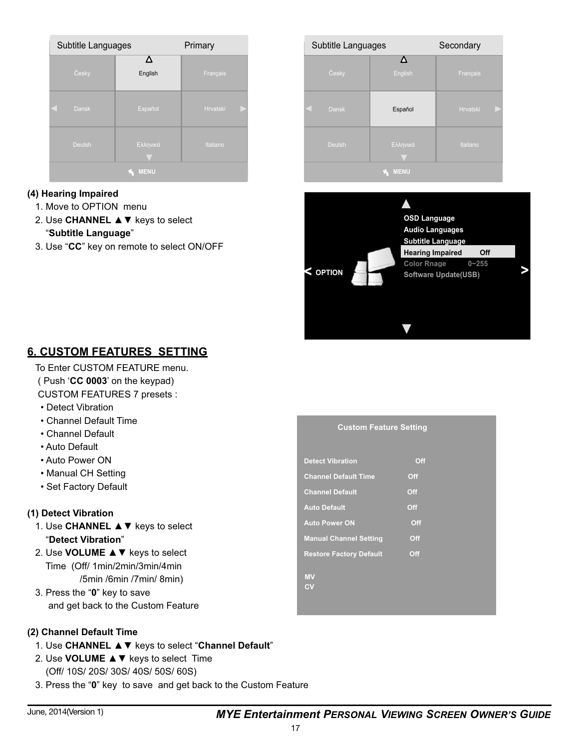| Subtitle Languages | Primary | |
|---|---|---|
| Česky | English | Français |
| Dansk | Español | Hrvatski |
| Deutsh | Ελληνικά | Italiano |
| | MENU | |

| Subtitle Languages | Secondary | |
|---|---|---|
| Česky | English | Français |
| Dansk | Español | Hrvatski |
| Deutsh | Ελληνικά | Italiano |
| | MENU | |

**(4) Hearing Impaired**

1. Move to OPTION menu
2. Use **CHANNEL ▲▼** keys to select "**Subtitle Language**"
3. Use "**CC**" key on remote to select ON/OFF

OPTION

- OSD Language
- Audio Languages
- Subtitle Language
- Hearing Impaired Off
- Color Rnage 0~255
- Software Update(USB)

## 6. CUSTOM FEATURES SETTING

To Enter CUSTOM FEATURE menu.
( Push '**CC 0003**' on the keypad)
CUSTOM FEATURES 7 presets :

- Detect Vibration
- Channel Default Time
- Channel Default
- Auto Default
- Auto Power ON
- Manual CH Setting
- Set Factory Default

**Custom Feature Setting**

| | |
|---|---|
| Detect Vibration | Off |
| Channel Default Time | Off |
| Channel Default | Off |
| Auto Default | Off |
| Auto Power ON | Off |
| Manual Channel Setting | Off |
| Restore Factory Default | Off |

MV
CV

**(1) Detect Vibration**

1. Use **CHANNEL ▲▼** keys to select "**Detect Vibration**"
2. Use **VOLUME ▲▼** keys to select Time (Off/ 1min/2min/3min/4min /5min /6min /7min/ 8min)
3. Press the "**0**" key to save and get back to the Custom Feature

**(2) Channel Default Time**

1. Use **CHANNEL ▲▼** keys to select "**Channel Default**"
2. Use **VOLUME ▲▼** keys to select Time (Off/ 10S/ 20S/ 30S/ 40S/ 50S/ 60S)
3. Press the "**0**" key to save and get back to the Custom Feature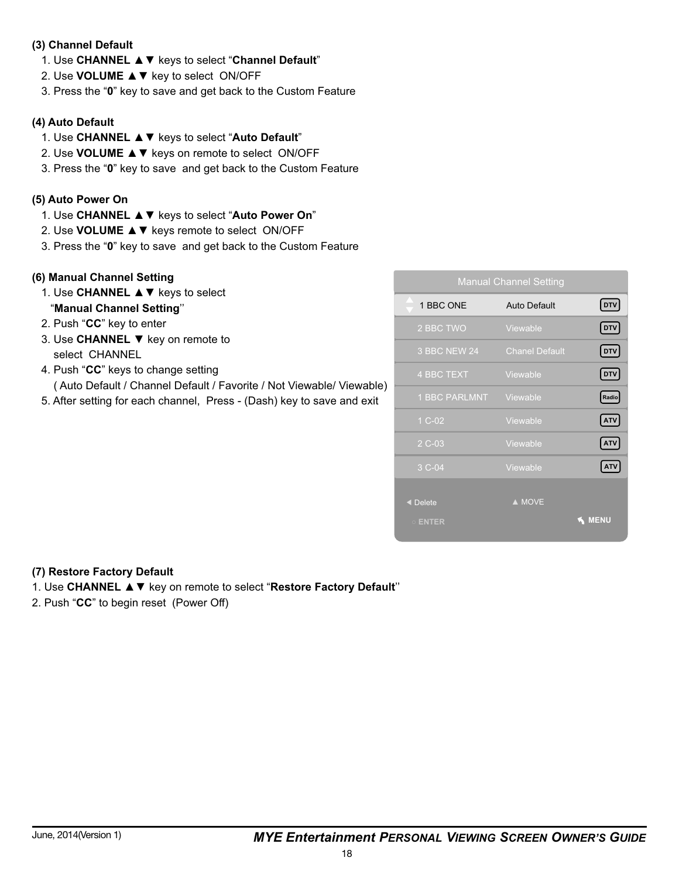**(3) Channel Default**

1. Use **CHANNEL ▲▼** keys to select "**Channel Default**"
2. Use **VOLUME ▲▼** key to select ON/OFF
3. Press the "**0**" key to save and get back to the Custom Feature

**(4) Auto Default**

1. Use **CHANNEL ▲▼** keys to select "**Auto Default**"
2. Use **VOLUME ▲▼** keys on remote to select ON/OFF
3. Press the "**0**" key to save and get back to the Custom Feature

**(5) Auto Power On**

1. Use **CHANNEL ▲▼** keys to select "**Auto Power On**"
2. Use **VOLUME ▲▼** keys remote to select ON/OFF
3. Press the "**0**" key to save and get back to the Custom Feature

**(6) Manual Channel Setting**

1. Use **CHANNEL ▲▼** keys to select "**Manual Channel Setting**"
2. Push "**CC**" key to enter
3. Use **CHANNEL ▼** key on remote to select CHANNEL
4. Push "**CC**" keys to change setting ( Auto Default / Channel Default / Favorite / Not Viewable/ Viewable)
5. After setting for each channel, Press - (Dash) key to save and exit

Manual Channel Setting

1 BBC ONE Auto Default DTV

2 BBC TWO Viewable DTV

3 BBC NEW 24 Chanel Default DTV

4 BBC TEXT Viewable DTV

1 BBC PARLMNT Viewable Radio

1 C-02 Viewable ATV

2 C-03 Viewable ATV

3 C-04 Viewable ATV

◄ Delete ▲ MOVE

○ ENTER MENU

**(7) Restore Factory Default**

1. Use **CHANNEL ▲▼** key on remote to select "**Restore Factory Default**"
2. Push "**CC**" to begin reset (Power Off)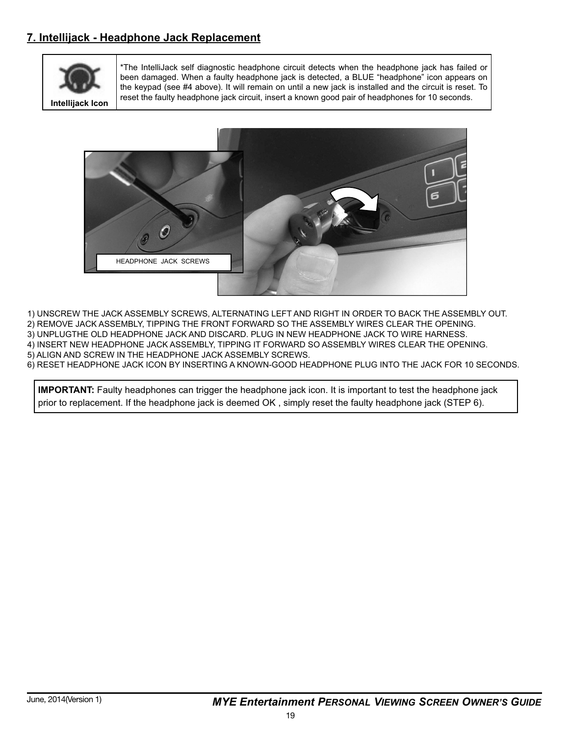## 7. Intellijack - Headphone Jack Replacement

| | |
|---|---|
| **Intellijack Icon** | *The IntelliJack self diagnostic headphone circuit detects when the headphone jack has failed or been damaged. When a faulty headphone jack is detected, a BLUE "headphone" icon appears on the keypad (see #4 above). It will remain on until a new jack is installed and the circuit is reset. To reset the faulty headphone jack circuit, insert a known good pair of headphones for 10 seconds. |

HEADPHONE JACK SCREWS

1) UNSCREW THE JACK ASSEMBLY SCREWS, ALTERNATING LEFT AND RIGHT IN ORDER TO BACK THE ASSEMBLY OUT.
2) REMOVE JACK ASSEMBLY, TIPPING THE FRONT FORWARD SO THE ASSEMBLY WIRES CLEAR THE OPENING.
3) UNPLUGTHE OLD HEADPHONE JACK AND DISCARD. PLUG IN NEW HEADPHONE JACK TO WIRE HARNESS.
4) INSERT NEW HEADPHONE JACK ASSEMBLY, TIPPING IT FORWARD SO ASSEMBLY WIRES CLEAR THE OPENING.
5) ALIGN AND SCREW IN THE HEADPHONE JACK ASSEMBLY SCREWS.
6) RESET HEADPHONE JACK ICON BY INSERTING A KNOWN-GOOD HEADPHONE PLUG INTO THE JACK FOR 10 SECONDS.

**IMPORTANT:** Faulty headphones can trigger the headphone jack icon. It is important to test the headphone jack prior to replacement. If the headphone jack is deemed OK , simply reset the faulty headphone jack (STEP 6).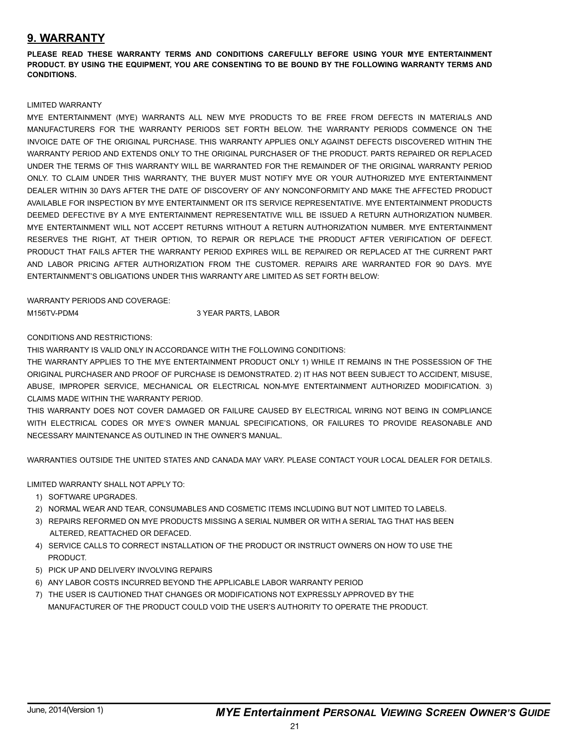## 9. WARRANTY

**PLEASE READ THESE WARRANTY TERMS AND CONDITIONS CAREFULLY BEFORE USING YOUR MYE ENTERTAINMENT PRODUCT. BY USING THE EQUIPMENT, YOU ARE CONSENTING TO BE BOUND BY THE FOLLOWING WARRANTY TERMS AND CONDITIONS.**

LIMITED WARRANTY

MYE ENTERTAINMENT (MYE) WARRANTS ALL NEW MYE PRODUCTS TO BE FREE FROM DEFECTS IN MATERIALS AND MANUFACTURERS FOR THE WARRANTY PERIODS SET FORTH BELOW. THE WARRANTY PERIODS COMMENCE ON THE INVOICE DATE OF THE ORIGINAL PURCHASE. THIS WARRANTY APPLIES ONLY AGAINST DEFECTS DISCOVERED WITHIN THE WARRANTY PERIOD AND EXTENDS ONLY TO THE ORIGINAL PURCHASER OF THE PRODUCT. PARTS REPAIRED OR REPLACED UNDER THE TERMS OF THIS WARRANTY WILL BE WARRANTED FOR THE REMAINDER OF THE ORIGINAL WARRANTY PERIOD ONLY. TO CLAIM UNDER THIS WARRANTY, THE BUYER MUST NOTIFY MYE OR YOUR AUTHORIZED MYE ENTERTAINMENT DEALER WITHIN 30 DAYS AFTER THE DATE OF DISCOVERY OF ANY NONCONFORMITY AND MAKE THE AFFECTED PRODUCT AVAILABLE FOR INSPECTION BY MYE ENTERTAINMENT OR ITS SERVICE REPRESENTATIVE. MYE ENTERTAINMENT PRODUCTS DEEMED DEFECTIVE BY A MYE ENTERTAINMENT REPRESENTATIVE WILL BE ISSUED A RETURN AUTHORIZATION NUMBER. MYE ENTERTAINMENT WILL NOT ACCEPT RETURNS WITHOUT A RETURN AUTHORIZATION NUMBER. MYE ENTERTAINMENT RESERVES THE RIGHT, AT THEIR OPTION, TO REPAIR OR REPLACE THE PRODUCT AFTER VERIFICATION OF DEFECT. PRODUCT THAT FAILS AFTER THE WARRANTY PERIOD EXPIRES WILL BE REPAIRED OR REPLACED AT THE CURRENT PART AND LABOR PRICING AFTER AUTHORIZATION FROM THE CUSTOMER. REPAIRS ARE WARRANTED FOR 90 DAYS. MYE ENTERTAINMENT'S OBLIGATIONS UNDER THIS WARRANTY ARE LIMITED AS SET FORTH BELOW:

WARRANTY PERIODS AND COVERAGE:

| | |
|---|---|
| M156TV-PDM4 | 3 YEAR PARTS, LABOR |

CONDITIONS AND RESTRICTIONS:

THIS WARRANTY IS VALID ONLY IN ACCORDANCE WITH THE FOLLOWING CONDITIONS:

THE WARRANTY APPLIES TO THE MYE ENTERTAINMENT PRODUCT ONLY 1) WHILE IT REMAINS IN THE POSSESSION OF THE ORIGINAL PURCHASER AND PROOF OF PURCHASE IS DEMONSTRATED. 2) IT HAS NOT BEEN SUBJECT TO ACCIDENT, MISUSE, ABUSE, IMPROPER SERVICE, MECHANICAL OR ELECTRICAL NON-MYE ENTERTAINMENT AUTHORIZED MODIFICATION. 3) CLAIMS MADE WITHIN THE WARRANTY PERIOD.

THIS WARRANTY DOES NOT COVER DAMAGED OR FAILURE CAUSED BY ELECTRICAL WIRING NOT BEING IN COMPLIANCE WITH ELECTRICAL CODES OR MYE'S OWNER MANUAL SPECIFICATIONS, OR FAILURES TO PROVIDE REASONABLE AND NECESSARY MAINTENANCE AS OUTLINED IN THE OWNER'S MANUAL.

WARRANTIES OUTSIDE THE UNITED STATES AND CANADA MAY VARY. PLEASE CONTACT YOUR LOCAL DEALER FOR DETAILS.

LIMITED WARRANTY SHALL NOT APPLY TO:

1) SOFTWARE UPGRADES.
2) NORMAL WEAR AND TEAR, CONSUMABLES AND COSMETIC ITEMS INCLUDING BUT NOT LIMITED TO LABELS.
3) REPAIRS REFORMED ON MYE PRODUCTS MISSING A SERIAL NUMBER OR WITH A SERIAL TAG THAT HAS BEEN ALTERED, REATTACHED OR DEFACED.
4) SERVICE CALLS TO CORRECT INSTALLATION OF THE PRODUCT OR INSTRUCT OWNERS ON HOW TO USE THE PRODUCT.
5) PICK UP AND DELIVERY INVOLVING REPAIRS
6) ANY LABOR COSTS INCURRED BEYOND THE APPLICABLE LABOR WARRANTY PERIOD
7) THE USER IS CAUTIONED THAT CHANGES OR MODIFICATIONS NOT EXPRESSLY APPROVED BY THE MANUFACTURER OF THE PRODUCT COULD VOID THE USER'S AUTHORITY TO OPERATE THE PRODUCT.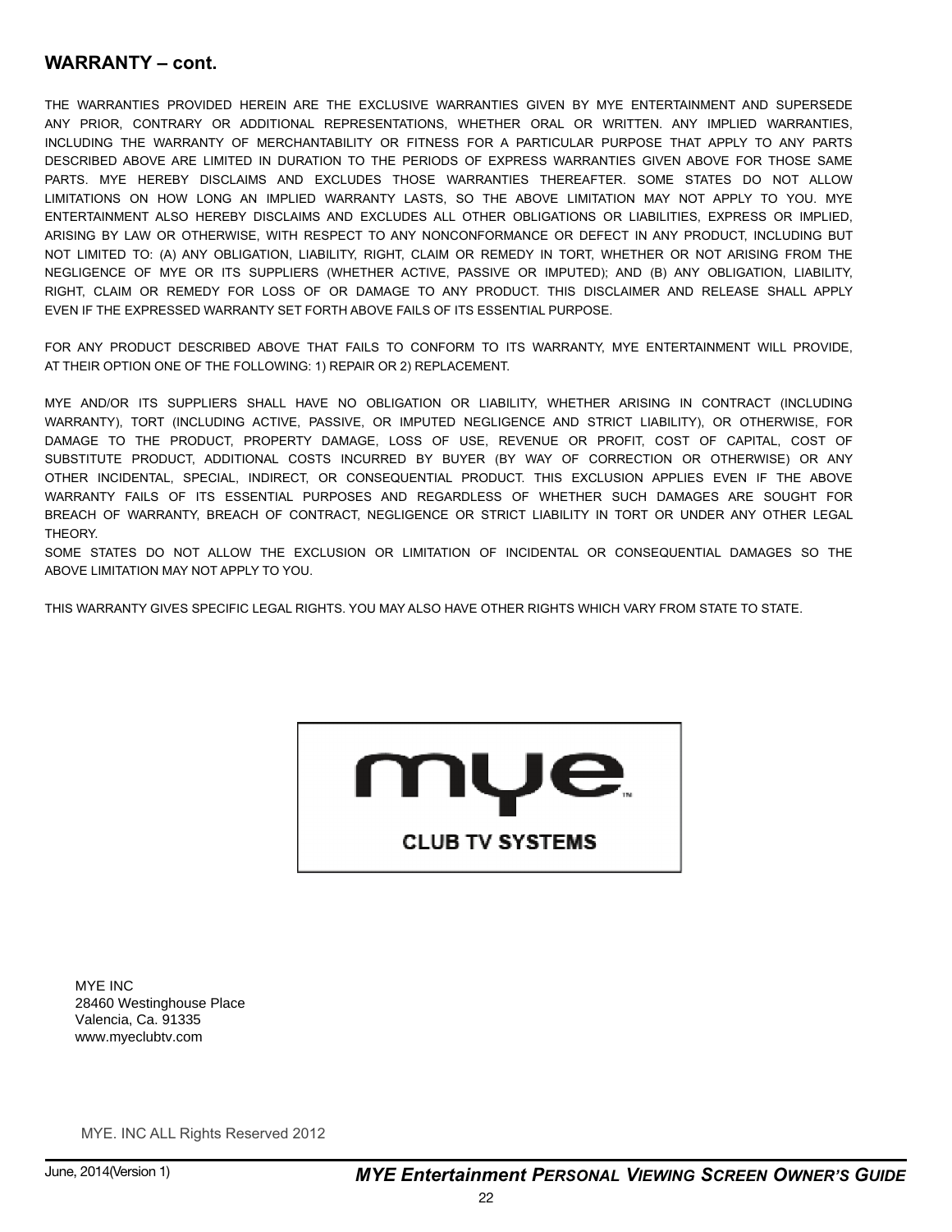## WARRANTY – cont.

THE WARRANTIES PROVIDED HEREIN ARE THE EXCLUSIVE WARRANTIES GIVEN BY MYE ENTERTAINMENT AND SUPERSEDE ANY PRIOR, CONTRARY OR ADDITIONAL REPRESENTATIONS, WHETHER ORAL OR WRITTEN. ANY IMPLIED WARRANTIES, INCLUDING THE WARRANTY OF MERCHANTABILITY OR FITNESS FOR A PARTICULAR PURPOSE THAT APPLY TO ANY PARTS DESCRIBED ABOVE ARE LIMITED IN DURATION TO THE PERIODS OF EXPRESS WARRANTIES GIVEN ABOVE FOR THOSE SAME PARTS. MYE HEREBY DISCLAIMS AND EXCLUDES THOSE WARRANTIES THEREAFTER. SOME STATES DO NOT ALLOW LIMITATIONS ON HOW LONG AN IMPLIED WARRANTY LASTS, SO THE ABOVE LIMITATION MAY NOT APPLY TO YOU. MYE ENTERTAINMENT ALSO HEREBY DISCLAIMS AND EXCLUDES ALL OTHER OBLIGATIONS OR LIABILITIES, EXPRESS OR IMPLIED, ARISING BY LAW OR OTHERWISE, WITH RESPECT TO ANY NONCONFORMANCE OR DEFECT IN ANY PRODUCT, INCLUDING BUT NOT LIMITED TO: (A) ANY OBLIGATION, LIABILITY, RIGHT, CLAIM OR REMEDY IN TORT, WHETHER OR NOT ARISING FROM THE NEGLIGENCE OF MYE OR ITS SUPPLIERS (WHETHER ACTIVE, PASSIVE OR IMPUTED); AND (B) ANY OBLIGATION, LIABILITY, RIGHT, CLAIM OR REMEDY FOR LOSS OF OR DAMAGE TO ANY PRODUCT. THIS DISCLAIMER AND RELEASE SHALL APPLY EVEN IF THE EXPRESSED WARRANTY SET FORTH ABOVE FAILS OF ITS ESSENTIAL PURPOSE.

FOR ANY PRODUCT DESCRIBED ABOVE THAT FAILS TO CONFORM TO ITS WARRANTY, MYE ENTERTAINMENT WILL PROVIDE, AT THEIR OPTION ONE OF THE FOLLOWING: 1) REPAIR OR 2) REPLACEMENT.

MYE AND/OR ITS SUPPLIERS SHALL HAVE NO OBLIGATION OR LIABILITY, WHETHER ARISING IN CONTRACT (INCLUDING WARRANTY), TORT (INCLUDING ACTIVE, PASSIVE, OR IMPUTED NEGLIGENCE AND STRICT LIABILITY), OR OTHERWISE, FOR DAMAGE TO THE PRODUCT, PROPERTY DAMAGE, LOSS OF USE, REVENUE OR PROFIT, COST OF CAPITAL, COST OF SUBSTITUTE PRODUCT, ADDITIONAL COSTS INCURRED BY BUYER (BY WAY OF CORRECTION OR OTHERWISE) OR ANY OTHER INCIDENTAL, SPECIAL, INDIRECT, OR CONSEQUENTIAL PRODUCT. THIS EXCLUSION APPLIES EVEN IF THE ABOVE WARRANTY FAILS OF ITS ESSENTIAL PURPOSES AND REGARDLESS OF WHETHER SUCH DAMAGES ARE SOUGHT FOR BREACH OF WARRANTY, BREACH OF CONTRACT, NEGLIGENCE OR STRICT LIABILITY IN TORT OR UNDER ANY OTHER LEGAL THEORY.
SOME STATES DO NOT ALLOW THE EXCLUSION OR LIMITATION OF INCIDENTAL OR CONSEQUENTIAL DAMAGES SO THE ABOVE LIMITATION MAY NOT APPLY TO YOU.

THIS WARRANTY GIVES SPECIFIC LEGAL RIGHTS. YOU MAY ALSO HAVE OTHER RIGHTS WHICH VARY FROM STATE TO STATE.

mye™
CLUB TV SYSTEMS

MYE INC
28460 Westinghouse Place
Valencia, Ca. 91335
www.myeclubtv.com

MYE. INC ALL Rights Reserved 2012